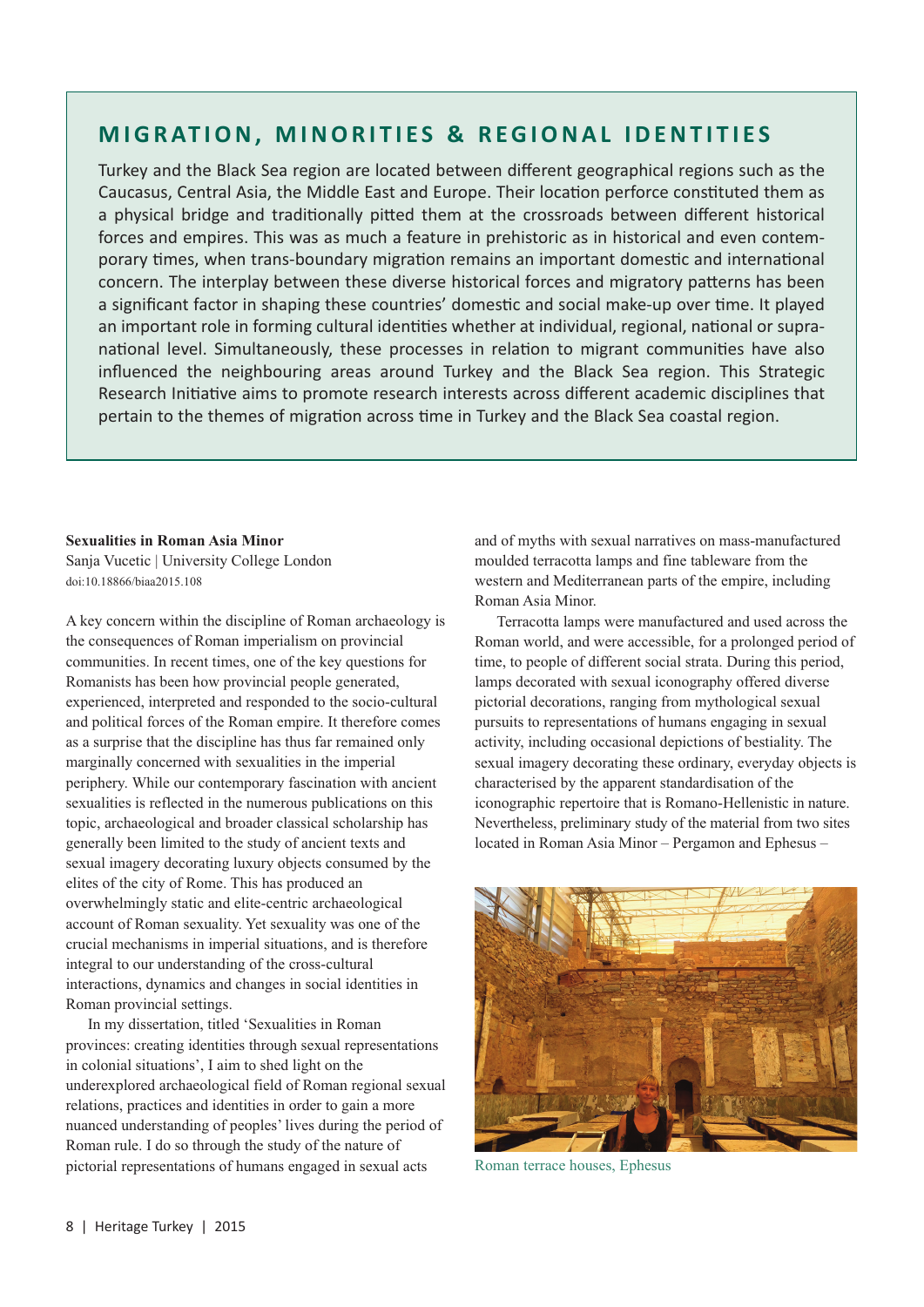## MIGRATION, MINORITIES & REGIONAL IDENTITIES

Turkey and the Black Sea region are located between different geographical regions such as the Caucasus, Central Asia, the Middle East and Europe. Their location perforce constituted them as a physical bridge and traditionally pitted them at the crossroads between different historical forces and empires. This was as much a feature in prehistoric as in historical and even contemporary times, when trans-boundary migration remains an important domestic and international concern. The interplay between these diverse historical forces and migratory patterns has been a significant factor in shaping these countries' domestic and social make-up over time. It played an important role in forming cultural identities whether at individual, regional, national or supranational level. Simultaneously, these processes in relation to migrant communities have also influenced the neighbouring areas around Turkey and the Black Sea region. This Strategic Research Initiative aims to promote research interests across different academic disciplines that pertain to the themes of migration across time in Turkey and the Black Sea coastal region.

### Sexualities in Roman Asia Minor

Sanja Vucetic | University College London

doi:10.18866/biaa2015.108

A key concern within the discipline of Roman archaeology is the consequences of Roman imperialism on provincial communities. In recent times, one of the key questions for Romanists has been how provincial people generated, experienced, interpreted and responded to the socio-cultural and political forces of the Roman empire. It therefore comes as a surprise that the discipline has thus far remained only marginally concerned with sexualities in the imperial periphery. While our contemporary fascination with ancient sexualities is reflected in the numerous publications on this topic, archaeological and broader classical scholarship has generally been limited to the study of ancient texts and sexual imagery decorating luxury objects consumed by the elites of the city of Rome. This has produced an overwhelmingly static and elite-centric archaeological account of Roman sexuality. Yet sexuality was one of the crucial mechanisms in imperial situations, and is therefore integral to our understanding of the cross-cultural interactions, dynamics and changes in social identities in Roman provincial settings.

In my dissertation, titled 'Sexualities in Roman provinces: creating identities through sexual representations in colonial situations', I aim to shed light on the underexplored archaeological field of Roman regional sexual relations, practices and identities in order to gain a more nuanced understanding of peoples' lives during the period of Roman rule. I do so through the study of the nature of pictorial representations of humans engaged in sexual acts and of myths with sexual narratives on mass-manufactured moulded terracotta lamps and fine tableware from the western and Mediterranean parts of the empire, including Roman Asia Minor.

Terracotta lamps were manufactured and used across the Roman world, and were accessible, for a prolonged period of time, to people of different social strata. During this period, lamps decorated with sexual iconography offered diverse pictorial decorations, ranging from mythological sexual pursuits to representations of humans engaging in sexual activity, including occasional depictions of bestiality. The sexual imagery decorating these ordinary, everyday objects is characterised by the apparent standardisation of the iconographic repertoire that is Romano-Hellenistic in nature. Nevertheless, preliminary study of the material from two sites located in Roman Asia Minor – Pergamon and Ephesus –

Roman terrace houses, Ephesus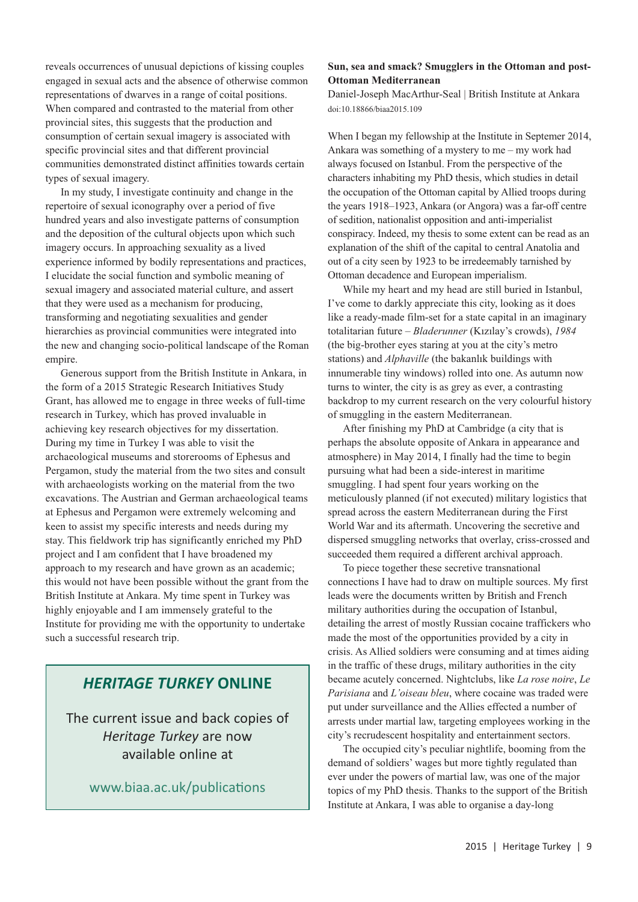reveals occurrences of unusual depictions of kissing couples engaged in sexual acts and the absence of otherwise common representations of dwarves in a range of coital positions. When compared and contrasted to the material from other provincial sites, this suggests that the production and consumption of certain sexual imagery is associated with specific provincial sites and that different provincial communities demonstrated distinct affinities towards certain types of sexual imagery.

In my study, I investigate continuity and change in the repertoire of sexual iconography over a period of five hundred years and also investigate patterns of consumption and the deposition of the cultural objects upon which such imagery occurs. In approaching sexuality as a lived experience informed by bodily representations and practices, I elucidate the social function and symbolic meaning of sexual imagery and associated material culture, and assert that they were used as a mechanism for producing, transforming and negotiating sexualities and gender hierarchies as provincial communities were integrated into the new and changing socio-political landscape of the Roman empire.

Generous support from the British Institute in Ankara, in the form of a 2015 Strategic Research Initiatives Study Grant, has allowed me to engage in three weeks of full-time research in Turkey, which has proved invaluable in achieving key research objectives for my dissertation. During my time in Turkey I was able to visit the archaeological museums and storerooms of Ephesus and Pergamon, study the material from the two sites and consult with archaeologists working on the material from the two excavations. The Austrian and German archaeological teams at Ephesus and Pergamon were extremely welcoming and keen to assist my specific interests and needs during my stay. This fieldwork trip has significantly enriched my PhD project and I am confident that I have broadened my approach to my research and have grown as an academic; this would not have been possible without the grant from the British Institute at Ankara. My time spent in Turkey was highly enjoyable and I am immensely grateful to the Institute for providing me with the opportunity to undertake such a successful research trip.

> ## *HERITAGE TURKEY* ONLINE
>
> The current issue and back copies of *Heritage Turkey* are now available online at
>
> www.biaa.ac.uk/publications

**Sun, sea and smack? Smugglers in the Ottoman and post-Ottoman Mediterranean**

Daniel-Joseph MacArthur-Seal | British Institute at Ankara

doi:10.18866/biaa2015.109

When I began my fellowship at the Institute in Septemer 2014, Ankara was something of a mystery to me – my work had always focused on Istanbul. From the perspective of the characters inhabiting my PhD thesis, which studies in detail the occupation of the Ottoman capital by Allied troops during the years 1918–1923, Ankara (or Angora) was a far-off centre of sedition, nationalist opposition and anti-imperialist conspiracy. Indeed, my thesis to some extent can be read as an explanation of the shift of the capital to central Anatolia and out of a city seen by 1923 to be irredeemably tarnished by Ottoman decadence and European imperialism.

While my heart and my head are still buried in Istanbul, I've come to darkly appreciate this city, looking as it does like a ready-made film-set for a state capital in an imaginary totalitarian future – *Bladerunner* (Kızılay's crowds), *1984* (the big-brother eyes staring at you at the city's metro stations) and *Alphaville* (the bakanlık buildings with innumerable tiny windows) rolled into one. As autumn now turns to winter, the city is as grey as ever, a contrasting backdrop to my current research on the very colourful history of smuggling in the eastern Mediterranean.

After finishing my PhD at Cambridge (a city that is perhaps the absolute opposite of Ankara in appearance and atmosphere) in May 2014, I finally had the time to begin pursuing what had been a side-interest in maritime smuggling. I had spent four years working on the meticulously planned (if not executed) military logistics that spread across the eastern Mediterranean during the First World War and its aftermath. Uncovering the secretive and dispersed smuggling networks that overlay, criss-crossed and succeeded them required a different archival approach.

To piece together these secretive transnational connections I have had to draw on multiple sources. My first leads were the documents written by British and French military authorities during the occupation of Istanbul, detailing the arrest of mostly Russian cocaine traffickers who made the most of the opportunities provided by a city in crisis. As Allied soldiers were consuming and at times aiding in the traffic of these drugs, military authorities in the city became acutely concerned. Nightclubs, like *La rose noire*, *Le Parisiana* and *L'oiseau bleu*, where cocaine was traded were put under surveillance and the Allies effected a number of arrests under martial law, targeting employees working in the city's recrudescent hospitality and entertainment sectors.

The occupied city's peculiar nightlife, booming from the demand of soldiers' wages but more tightly regulated than ever under the powers of martial law, was one of the major topics of my PhD thesis. Thanks to the support of the British Institute at Ankara, I was able to organise a day-long